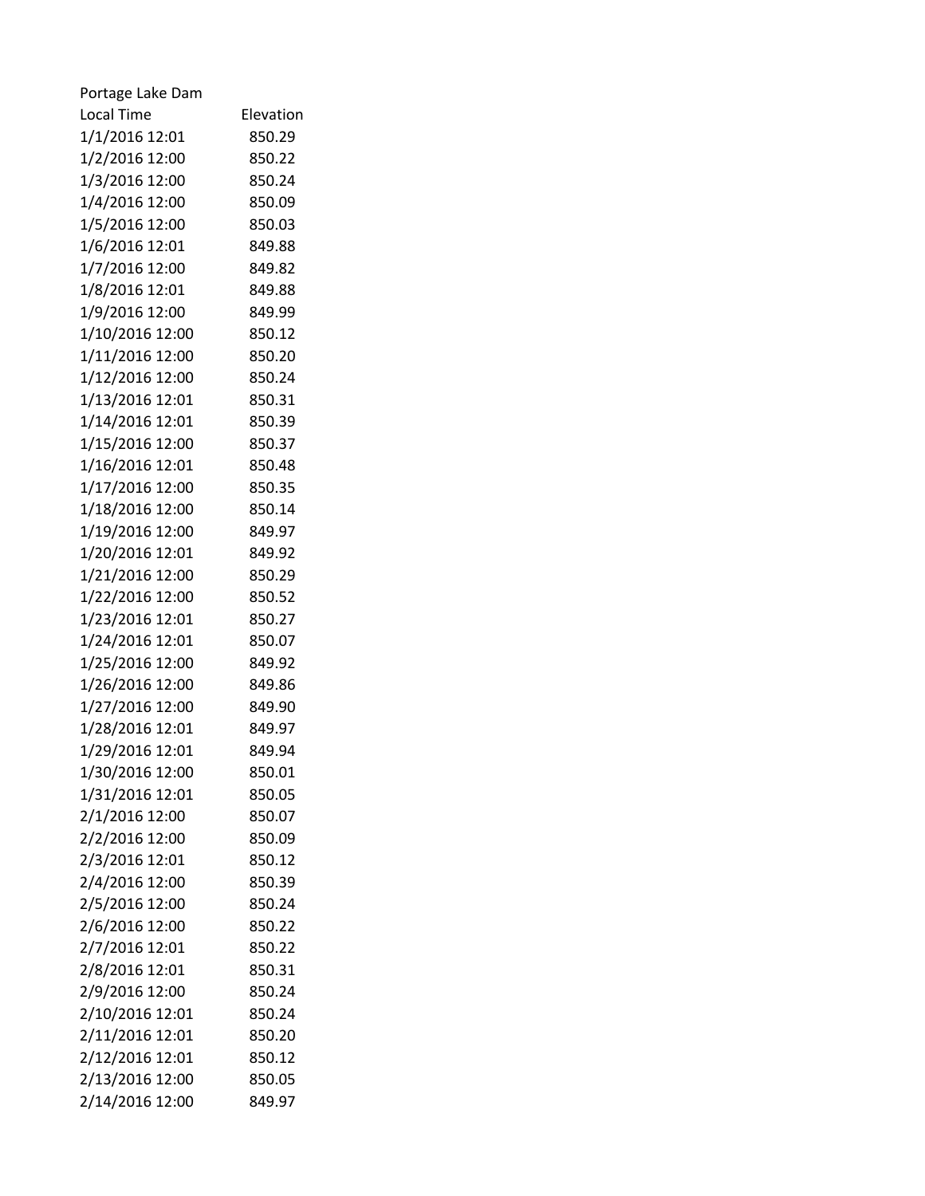Portage Lake Dam

| Local Time | Elevation |
|---|---|
| 1/1/2016 12:01 | 850.29 |
| 1/2/2016 12:00 | 850.22 |
| 1/3/2016 12:00 | 850.24 |
| 1/4/2016 12:00 | 850.09 |
| 1/5/2016 12:00 | 850.03 |
| 1/6/2016 12:01 | 849.88 |
| 1/7/2016 12:00 | 849.82 |
| 1/8/2016 12:01 | 849.88 |
| 1/9/2016 12:00 | 849.99 |
| 1/10/2016 12:00 | 850.12 |
| 1/11/2016 12:00 | 850.20 |
| 1/12/2016 12:00 | 850.24 |
| 1/13/2016 12:01 | 850.31 |
| 1/14/2016 12:01 | 850.39 |
| 1/15/2016 12:00 | 850.37 |
| 1/16/2016 12:01 | 850.48 |
| 1/17/2016 12:00 | 850.35 |
| 1/18/2016 12:00 | 850.14 |
| 1/19/2016 12:00 | 849.97 |
| 1/20/2016 12:01 | 849.92 |
| 1/21/2016 12:00 | 850.29 |
| 1/22/2016 12:00 | 850.52 |
| 1/23/2016 12:01 | 850.27 |
| 1/24/2016 12:01 | 850.07 |
| 1/25/2016 12:00 | 849.92 |
| 1/26/2016 12:00 | 849.86 |
| 1/27/2016 12:00 | 849.90 |
| 1/28/2016 12:01 | 849.97 |
| 1/29/2016 12:01 | 849.94 |
| 1/30/2016 12:00 | 850.01 |
| 1/31/2016 12:01 | 850.05 |
| 2/1/2016 12:00 | 850.07 |
| 2/2/2016 12:00 | 850.09 |
| 2/3/2016 12:01 | 850.12 |
| 2/4/2016 12:00 | 850.39 |
| 2/5/2016 12:00 | 850.24 |
| 2/6/2016 12:00 | 850.22 |
| 2/7/2016 12:01 | 850.22 |
| 2/8/2016 12:01 | 850.31 |
| 2/9/2016 12:00 | 850.24 |
| 2/10/2016 12:01 | 850.24 |
| 2/11/2016 12:01 | 850.20 |
| 2/12/2016 12:01 | 850.12 |
| 2/13/2016 12:00 | 850.05 |
| 2/14/2016 12:00 | 849.97 |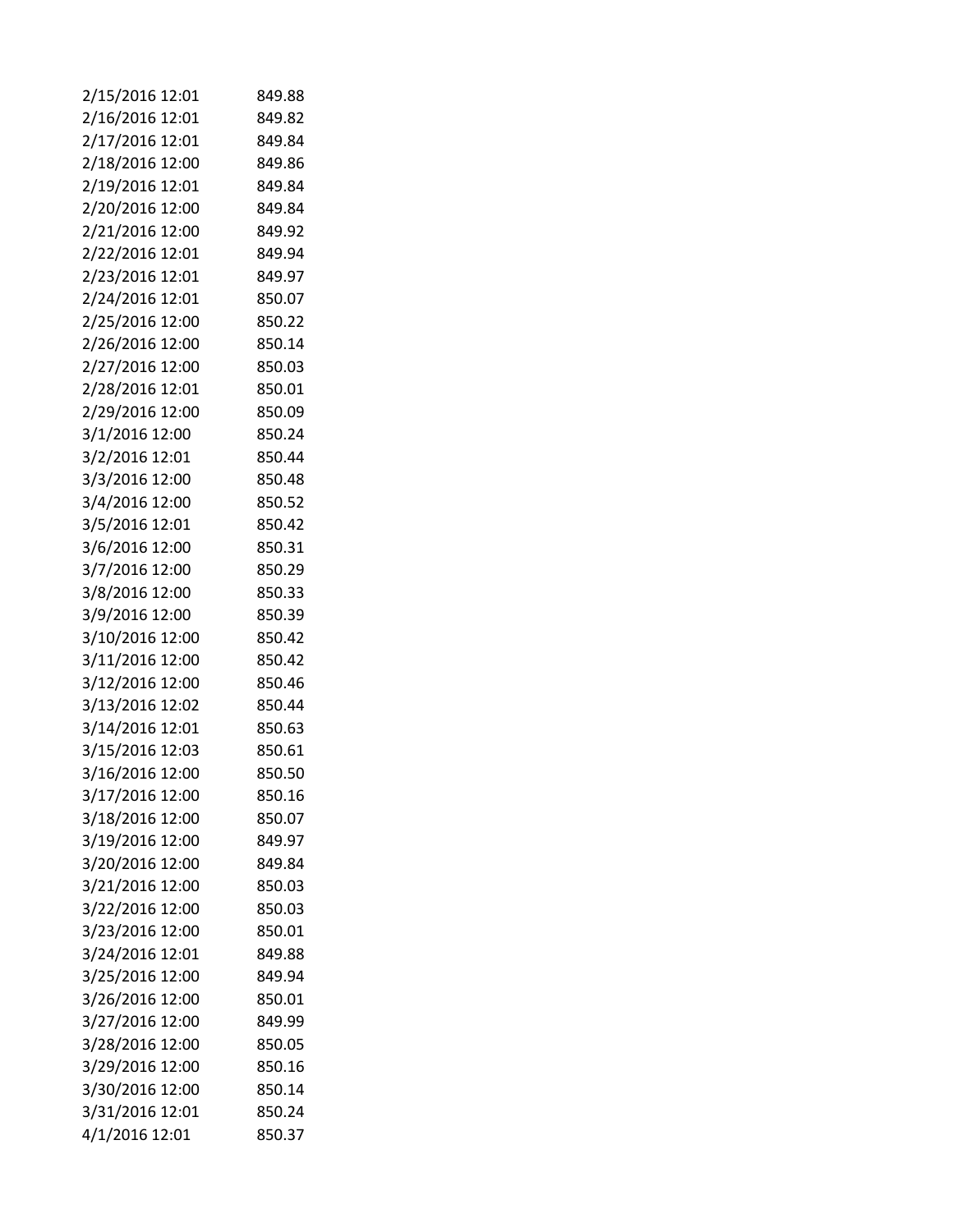| | |
|---|---|
| 2/15/2016 12:01 | 849.88 |
| 2/16/2016 12:01 | 849.82 |
| 2/17/2016 12:01 | 849.84 |
| 2/18/2016 12:00 | 849.86 |
| 2/19/2016 12:01 | 849.84 |
| 2/20/2016 12:00 | 849.84 |
| 2/21/2016 12:00 | 849.92 |
| 2/22/2016 12:01 | 849.94 |
| 2/23/2016 12:01 | 849.97 |
| 2/24/2016 12:01 | 850.07 |
| 2/25/2016 12:00 | 850.22 |
| 2/26/2016 12:00 | 850.14 |
| 2/27/2016 12:00 | 850.03 |
| 2/28/2016 12:01 | 850.01 |
| 2/29/2016 12:00 | 850.09 |
| 3/1/2016 12:00 | 850.24 |
| 3/2/2016 12:01 | 850.44 |
| 3/3/2016 12:00 | 850.48 |
| 3/4/2016 12:00 | 850.52 |
| 3/5/2016 12:01 | 850.42 |
| 3/6/2016 12:00 | 850.31 |
| 3/7/2016 12:00 | 850.29 |
| 3/8/2016 12:00 | 850.33 |
| 3/9/2016 12:00 | 850.39 |
| 3/10/2016 12:00 | 850.42 |
| 3/11/2016 12:00 | 850.42 |
| 3/12/2016 12:00 | 850.46 |
| 3/13/2016 12:02 | 850.44 |
| 3/14/2016 12:01 | 850.63 |
| 3/15/2016 12:03 | 850.61 |
| 3/16/2016 12:00 | 850.50 |
| 3/17/2016 12:00 | 850.16 |
| 3/18/2016 12:00 | 850.07 |
| 3/19/2016 12:00 | 849.97 |
| 3/20/2016 12:00 | 849.84 |
| 3/21/2016 12:00 | 850.03 |
| 3/22/2016 12:00 | 850.03 |
| 3/23/2016 12:00 | 850.01 |
| 3/24/2016 12:01 | 849.88 |
| 3/25/2016 12:00 | 849.94 |
| 3/26/2016 12:00 | 850.01 |
| 3/27/2016 12:00 | 849.99 |
| 3/28/2016 12:00 | 850.05 |
| 3/29/2016 12:00 | 850.16 |
| 3/30/2016 12:00 | 850.14 |
| 3/31/2016 12:01 | 850.24 |
| 4/1/2016 12:01 | 850.37 |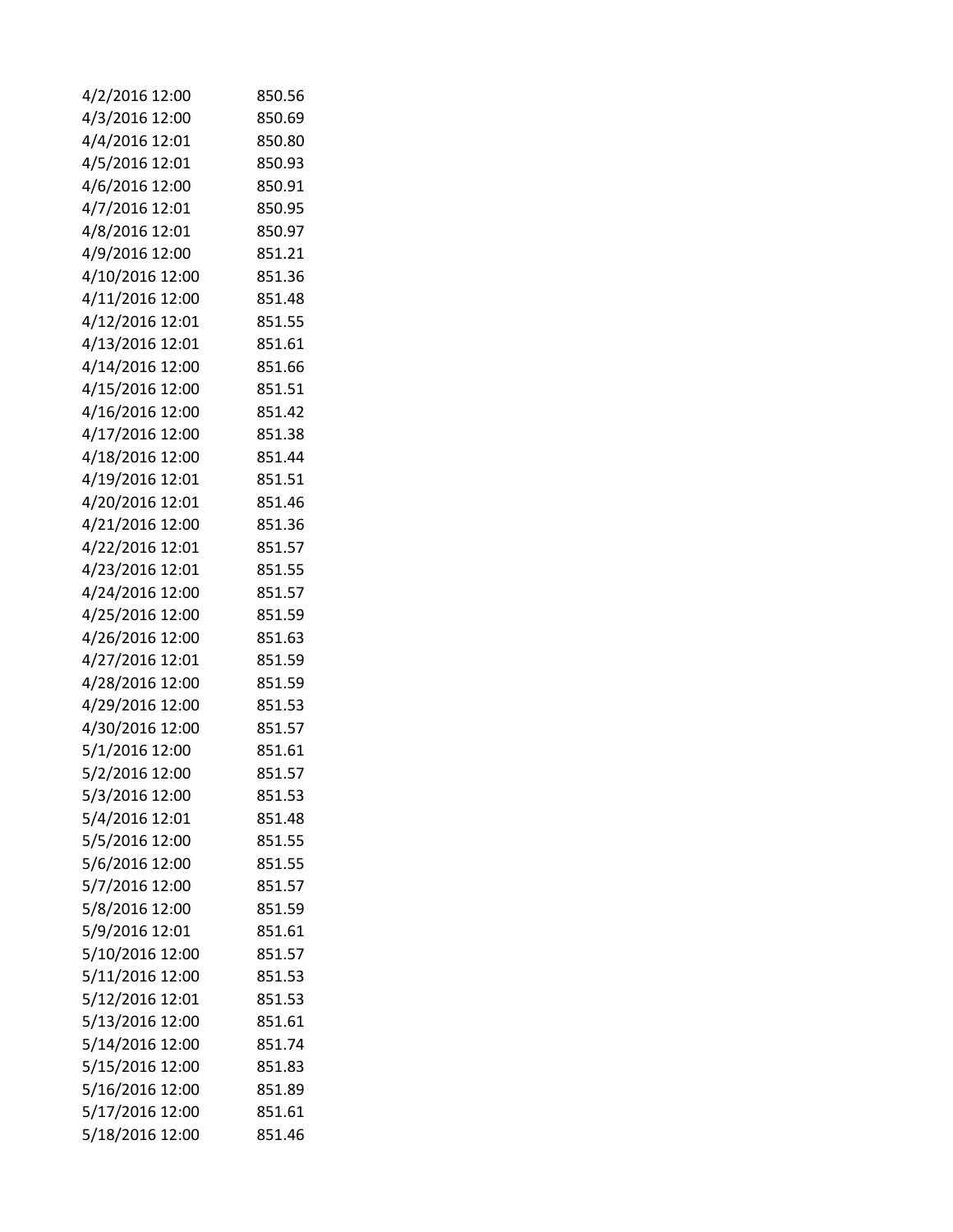| | |
|---|---|
| 4/2/2016 12:00 | 850.56 |
| 4/3/2016 12:00 | 850.69 |
| 4/4/2016 12:01 | 850.80 |
| 4/5/2016 12:01 | 850.93 |
| 4/6/2016 12:00 | 850.91 |
| 4/7/2016 12:01 | 850.95 |
| 4/8/2016 12:01 | 850.97 |
| 4/9/2016 12:00 | 851.21 |
| 4/10/2016 12:00 | 851.36 |
| 4/11/2016 12:00 | 851.48 |
| 4/12/2016 12:01 | 851.55 |
| 4/13/2016 12:01 | 851.61 |
| 4/14/2016 12:00 | 851.66 |
| 4/15/2016 12:00 | 851.51 |
| 4/16/2016 12:00 | 851.42 |
| 4/17/2016 12:00 | 851.38 |
| 4/18/2016 12:00 | 851.44 |
| 4/19/2016 12:01 | 851.51 |
| 4/20/2016 12:01 | 851.46 |
| 4/21/2016 12:00 | 851.36 |
| 4/22/2016 12:01 | 851.57 |
| 4/23/2016 12:01 | 851.55 |
| 4/24/2016 12:00 | 851.57 |
| 4/25/2016 12:00 | 851.59 |
| 4/26/2016 12:00 | 851.63 |
| 4/27/2016 12:01 | 851.59 |
| 4/28/2016 12:00 | 851.59 |
| 4/29/2016 12:00 | 851.53 |
| 4/30/2016 12:00 | 851.57 |
| 5/1/2016 12:00 | 851.61 |
| 5/2/2016 12:00 | 851.57 |
| 5/3/2016 12:00 | 851.53 |
| 5/4/2016 12:01 | 851.48 |
| 5/5/2016 12:00 | 851.55 |
| 5/6/2016 12:00 | 851.55 |
| 5/7/2016 12:00 | 851.57 |
| 5/8/2016 12:00 | 851.59 |
| 5/9/2016 12:01 | 851.61 |
| 5/10/2016 12:00 | 851.57 |
| 5/11/2016 12:00 | 851.53 |
| 5/12/2016 12:01 | 851.53 |
| 5/13/2016 12:00 | 851.61 |
| 5/14/2016 12:00 | 851.74 |
| 5/15/2016 12:00 | 851.83 |
| 5/16/2016 12:00 | 851.89 |
| 5/17/2016 12:00 | 851.61 |
| 5/18/2016 12:00 | 851.46 |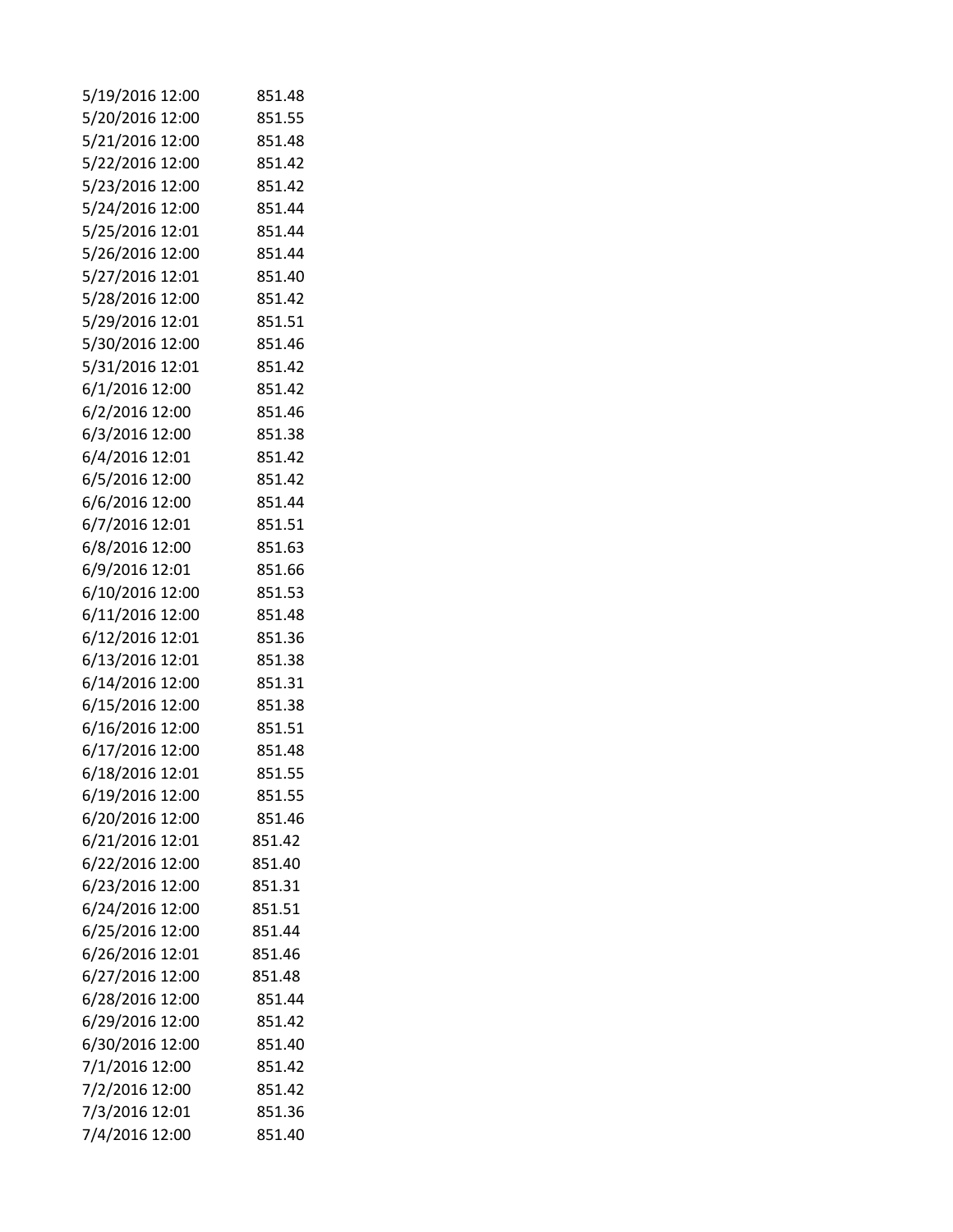| | |
|---|---|
| 5/19/2016 12:00 | 851.48 |
| 5/20/2016 12:00 | 851.55 |
| 5/21/2016 12:00 | 851.48 |
| 5/22/2016 12:00 | 851.42 |
| 5/23/2016 12:00 | 851.42 |
| 5/24/2016 12:00 | 851.44 |
| 5/25/2016 12:01 | 851.44 |
| 5/26/2016 12:00 | 851.44 |
| 5/27/2016 12:01 | 851.40 |
| 5/28/2016 12:00 | 851.42 |
| 5/29/2016 12:01 | 851.51 |
| 5/30/2016 12:00 | 851.46 |
| 5/31/2016 12:01 | 851.42 |
| 6/1/2016 12:00 | 851.42 |
| 6/2/2016 12:00 | 851.46 |
| 6/3/2016 12:00 | 851.38 |
| 6/4/2016 12:01 | 851.42 |
| 6/5/2016 12:00 | 851.42 |
| 6/6/2016 12:00 | 851.44 |
| 6/7/2016 12:01 | 851.51 |
| 6/8/2016 12:00 | 851.63 |
| 6/9/2016 12:01 | 851.66 |
| 6/10/2016 12:00 | 851.53 |
| 6/11/2016 12:00 | 851.48 |
| 6/12/2016 12:01 | 851.36 |
| 6/13/2016 12:01 | 851.38 |
| 6/14/2016 12:00 | 851.31 |
| 6/15/2016 12:00 | 851.38 |
| 6/16/2016 12:00 | 851.51 |
| 6/17/2016 12:00 | 851.48 |
| 6/18/2016 12:01 | 851.55 |
| 6/19/2016 12:00 | 851.55 |
| 6/20/2016 12:00 | 851.46 |
| 6/21/2016 12:01 | 851.42 |
| 6/22/2016 12:00 | 851.40 |
| 6/23/2016 12:00 | 851.31 |
| 6/24/2016 12:00 | 851.51 |
| 6/25/2016 12:00 | 851.44 |
| 6/26/2016 12:01 | 851.46 |
| 6/27/2016 12:00 | 851.48 |
| 6/28/2016 12:00 | 851.44 |
| 6/29/2016 12:00 | 851.42 |
| 6/30/2016 12:00 | 851.40 |
| 7/1/2016 12:00 | 851.42 |
| 7/2/2016 12:00 | 851.42 |
| 7/3/2016 12:01 | 851.36 |
| 7/4/2016 12:00 | 851.40 |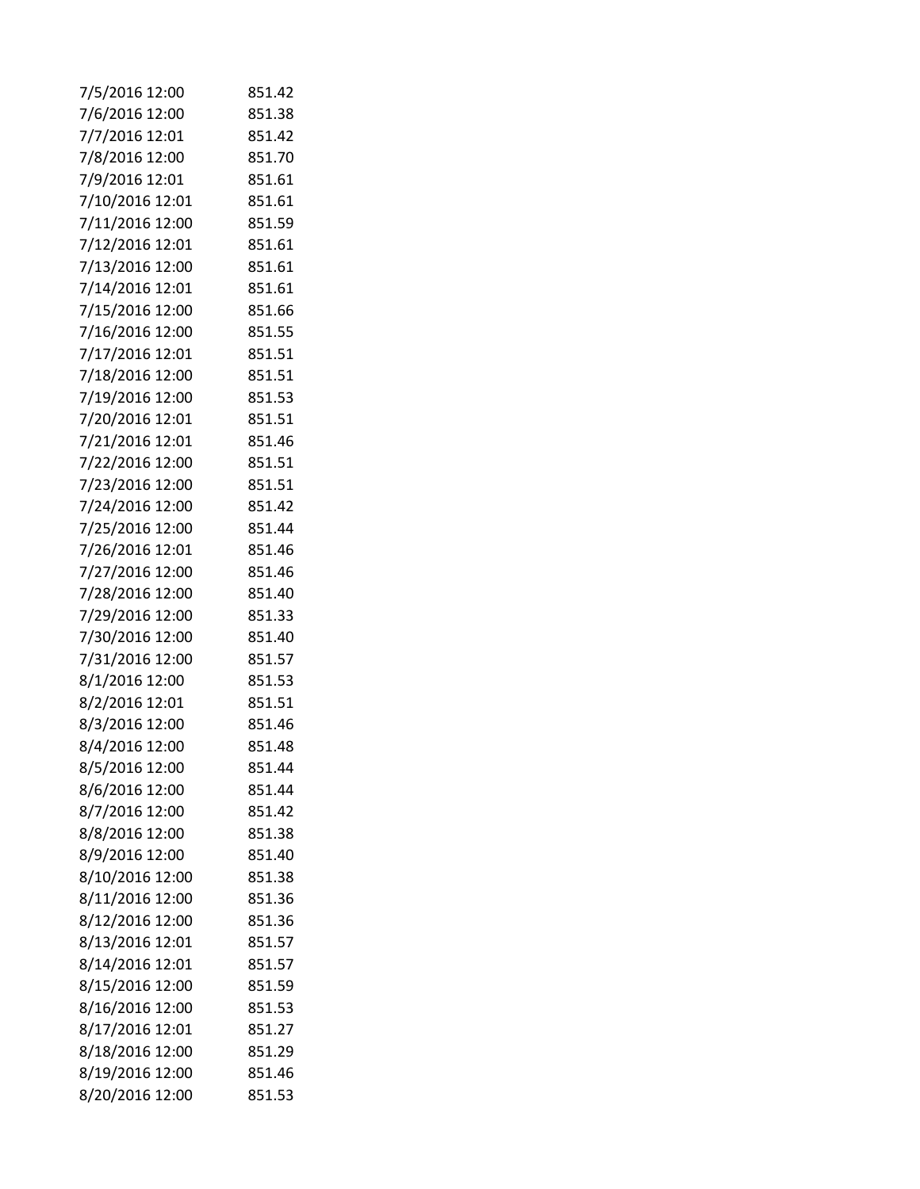| | |
|---|---|
| 7/5/2016 12:00 | 851.42 |
| 7/6/2016 12:00 | 851.38 |
| 7/7/2016 12:01 | 851.42 |
| 7/8/2016 12:00 | 851.70 |
| 7/9/2016 12:01 | 851.61 |
| 7/10/2016 12:01 | 851.61 |
| 7/11/2016 12:00 | 851.59 |
| 7/12/2016 12:01 | 851.61 |
| 7/13/2016 12:00 | 851.61 |
| 7/14/2016 12:01 | 851.61 |
| 7/15/2016 12:00 | 851.66 |
| 7/16/2016 12:00 | 851.55 |
| 7/17/2016 12:01 | 851.51 |
| 7/18/2016 12:00 | 851.51 |
| 7/19/2016 12:00 | 851.53 |
| 7/20/2016 12:01 | 851.51 |
| 7/21/2016 12:01 | 851.46 |
| 7/22/2016 12:00 | 851.51 |
| 7/23/2016 12:00 | 851.51 |
| 7/24/2016 12:00 | 851.42 |
| 7/25/2016 12:00 | 851.44 |
| 7/26/2016 12:01 | 851.46 |
| 7/27/2016 12:00 | 851.46 |
| 7/28/2016 12:00 | 851.40 |
| 7/29/2016 12:00 | 851.33 |
| 7/30/2016 12:00 | 851.40 |
| 7/31/2016 12:00 | 851.57 |
| 8/1/2016 12:00 | 851.53 |
| 8/2/2016 12:01 | 851.51 |
| 8/3/2016 12:00 | 851.46 |
| 8/4/2016 12:00 | 851.48 |
| 8/5/2016 12:00 | 851.44 |
| 8/6/2016 12:00 | 851.44 |
| 8/7/2016 12:00 | 851.42 |
| 8/8/2016 12:00 | 851.38 |
| 8/9/2016 12:00 | 851.40 |
| 8/10/2016 12:00 | 851.38 |
| 8/11/2016 12:00 | 851.36 |
| 8/12/2016 12:00 | 851.36 |
| 8/13/2016 12:01 | 851.57 |
| 8/14/2016 12:01 | 851.57 |
| 8/15/2016 12:00 | 851.59 |
| 8/16/2016 12:00 | 851.53 |
| 8/17/2016 12:01 | 851.27 |
| 8/18/2016 12:00 | 851.29 |
| 8/19/2016 12:00 | 851.46 |
| 8/20/2016 12:00 | 851.53 |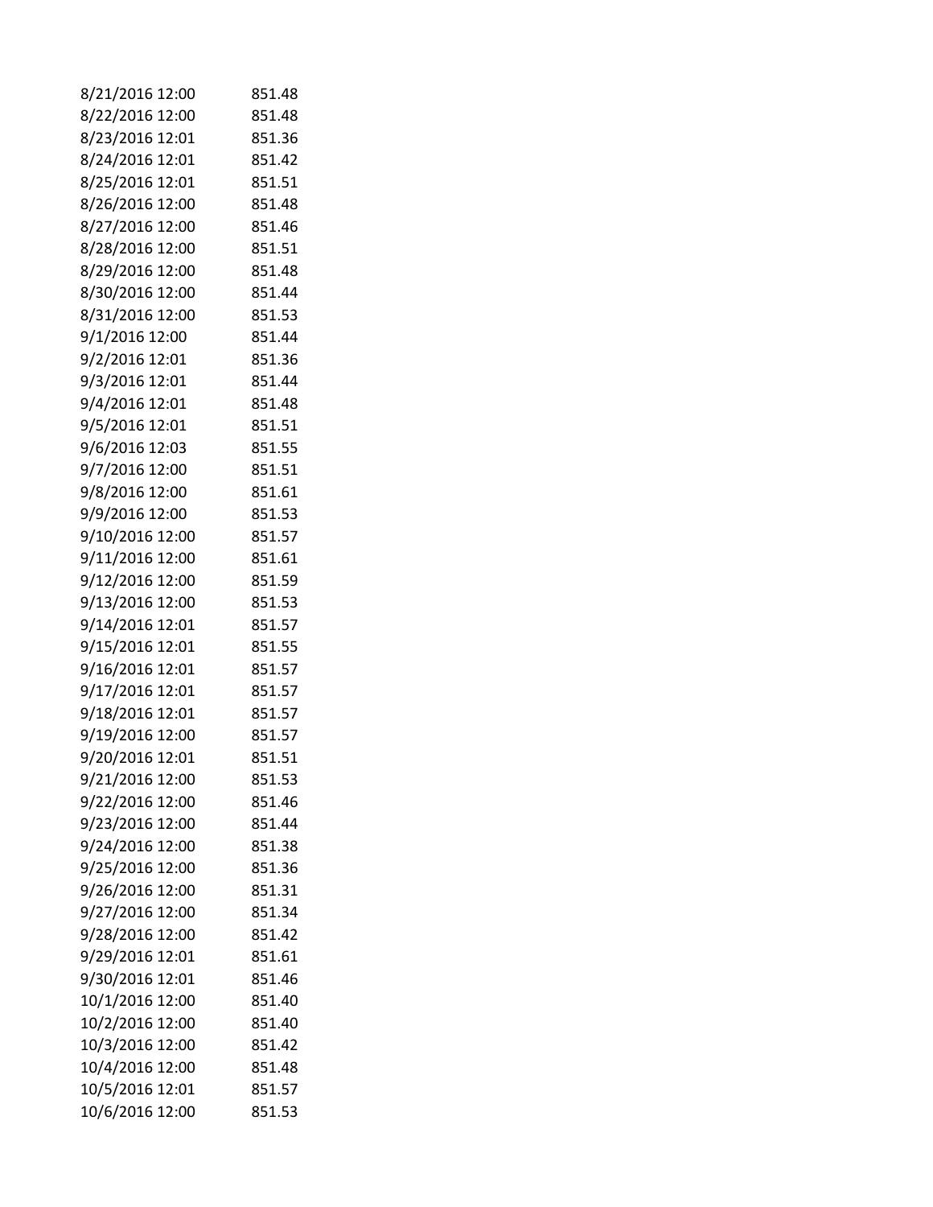| | |
|---|---|
| 8/21/2016 12:00 | 851.48 |
| 8/22/2016 12:00 | 851.48 |
| 8/23/2016 12:01 | 851.36 |
| 8/24/2016 12:01 | 851.42 |
| 8/25/2016 12:01 | 851.51 |
| 8/26/2016 12:00 | 851.48 |
| 8/27/2016 12:00 | 851.46 |
| 8/28/2016 12:00 | 851.51 |
| 8/29/2016 12:00 | 851.48 |
| 8/30/2016 12:00 | 851.44 |
| 8/31/2016 12:00 | 851.53 |
| 9/1/2016 12:00 | 851.44 |
| 9/2/2016 12:01 | 851.36 |
| 9/3/2016 12:01 | 851.44 |
| 9/4/2016 12:01 | 851.48 |
| 9/5/2016 12:01 | 851.51 |
| 9/6/2016 12:03 | 851.55 |
| 9/7/2016 12:00 | 851.51 |
| 9/8/2016 12:00 | 851.61 |
| 9/9/2016 12:00 | 851.53 |
| 9/10/2016 12:00 | 851.57 |
| 9/11/2016 12:00 | 851.61 |
| 9/12/2016 12:00 | 851.59 |
| 9/13/2016 12:00 | 851.53 |
| 9/14/2016 12:01 | 851.57 |
| 9/15/2016 12:01 | 851.55 |
| 9/16/2016 12:01 | 851.57 |
| 9/17/2016 12:01 | 851.57 |
| 9/18/2016 12:01 | 851.57 |
| 9/19/2016 12:00 | 851.57 |
| 9/20/2016 12:01 | 851.51 |
| 9/21/2016 12:00 | 851.53 |
| 9/22/2016 12:00 | 851.46 |
| 9/23/2016 12:00 | 851.44 |
| 9/24/2016 12:00 | 851.38 |
| 9/25/2016 12:00 | 851.36 |
| 9/26/2016 12:00 | 851.31 |
| 9/27/2016 12:00 | 851.34 |
| 9/28/2016 12:00 | 851.42 |
| 9/29/2016 12:01 | 851.61 |
| 9/30/2016 12:01 | 851.46 |
| 10/1/2016 12:00 | 851.40 |
| 10/2/2016 12:00 | 851.40 |
| 10/3/2016 12:00 | 851.42 |
| 10/4/2016 12:00 | 851.48 |
| 10/5/2016 12:01 | 851.57 |
| 10/6/2016 12:00 | 851.53 |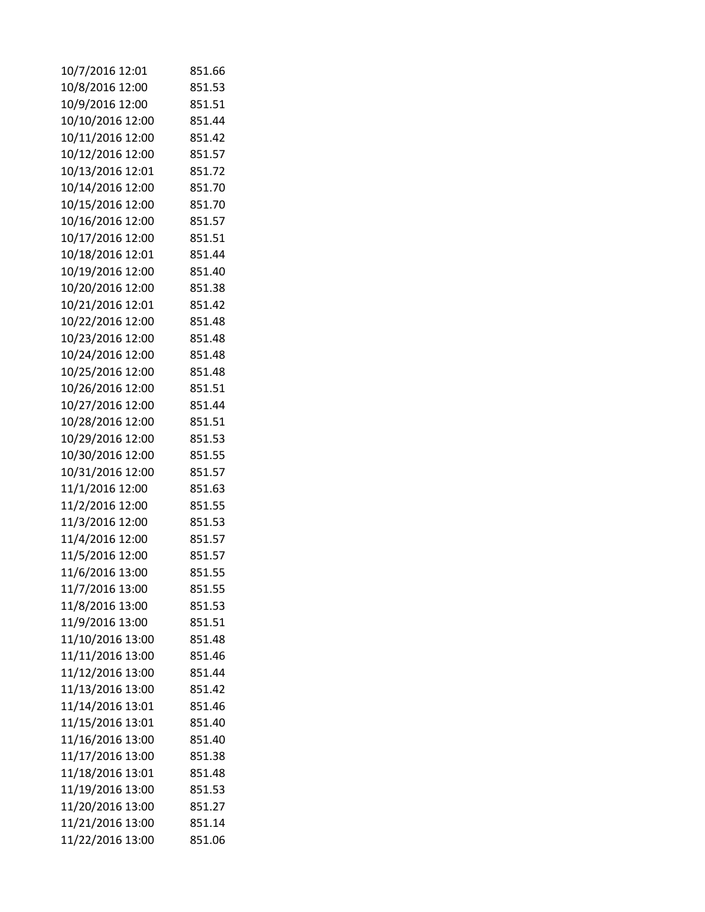| | |
|---|---|
| 10/7/2016 12:01 | 851.66 |
| 10/8/2016 12:00 | 851.53 |
| 10/9/2016 12:00 | 851.51 |
| 10/10/2016 12:00 | 851.44 |
| 10/11/2016 12:00 | 851.42 |
| 10/12/2016 12:00 | 851.57 |
| 10/13/2016 12:01 | 851.72 |
| 10/14/2016 12:00 | 851.70 |
| 10/15/2016 12:00 | 851.70 |
| 10/16/2016 12:00 | 851.57 |
| 10/17/2016 12:00 | 851.51 |
| 10/18/2016 12:01 | 851.44 |
| 10/19/2016 12:00 | 851.40 |
| 10/20/2016 12:00 | 851.38 |
| 10/21/2016 12:01 | 851.42 |
| 10/22/2016 12:00 | 851.48 |
| 10/23/2016 12:00 | 851.48 |
| 10/24/2016 12:00 | 851.48 |
| 10/25/2016 12:00 | 851.48 |
| 10/26/2016 12:00 | 851.51 |
| 10/27/2016 12:00 | 851.44 |
| 10/28/2016 12:00 | 851.51 |
| 10/29/2016 12:00 | 851.53 |
| 10/30/2016 12:00 | 851.55 |
| 10/31/2016 12:00 | 851.57 |
| 11/1/2016 12:00 | 851.63 |
| 11/2/2016 12:00 | 851.55 |
| 11/3/2016 12:00 | 851.53 |
| 11/4/2016 12:00 | 851.57 |
| 11/5/2016 12:00 | 851.57 |
| 11/6/2016 13:00 | 851.55 |
| 11/7/2016 13:00 | 851.55 |
| 11/8/2016 13:00 | 851.53 |
| 11/9/2016 13:00 | 851.51 |
| 11/10/2016 13:00 | 851.48 |
| 11/11/2016 13:00 | 851.46 |
| 11/12/2016 13:00 | 851.44 |
| 11/13/2016 13:00 | 851.42 |
| 11/14/2016 13:01 | 851.46 |
| 11/15/2016 13:01 | 851.40 |
| 11/16/2016 13:00 | 851.40 |
| 11/17/2016 13:00 | 851.38 |
| 11/18/2016 13:01 | 851.48 |
| 11/19/2016 13:00 | 851.53 |
| 11/20/2016 13:00 | 851.27 |
| 11/21/2016 13:00 | 851.14 |
| 11/22/2016 13:00 | 851.06 |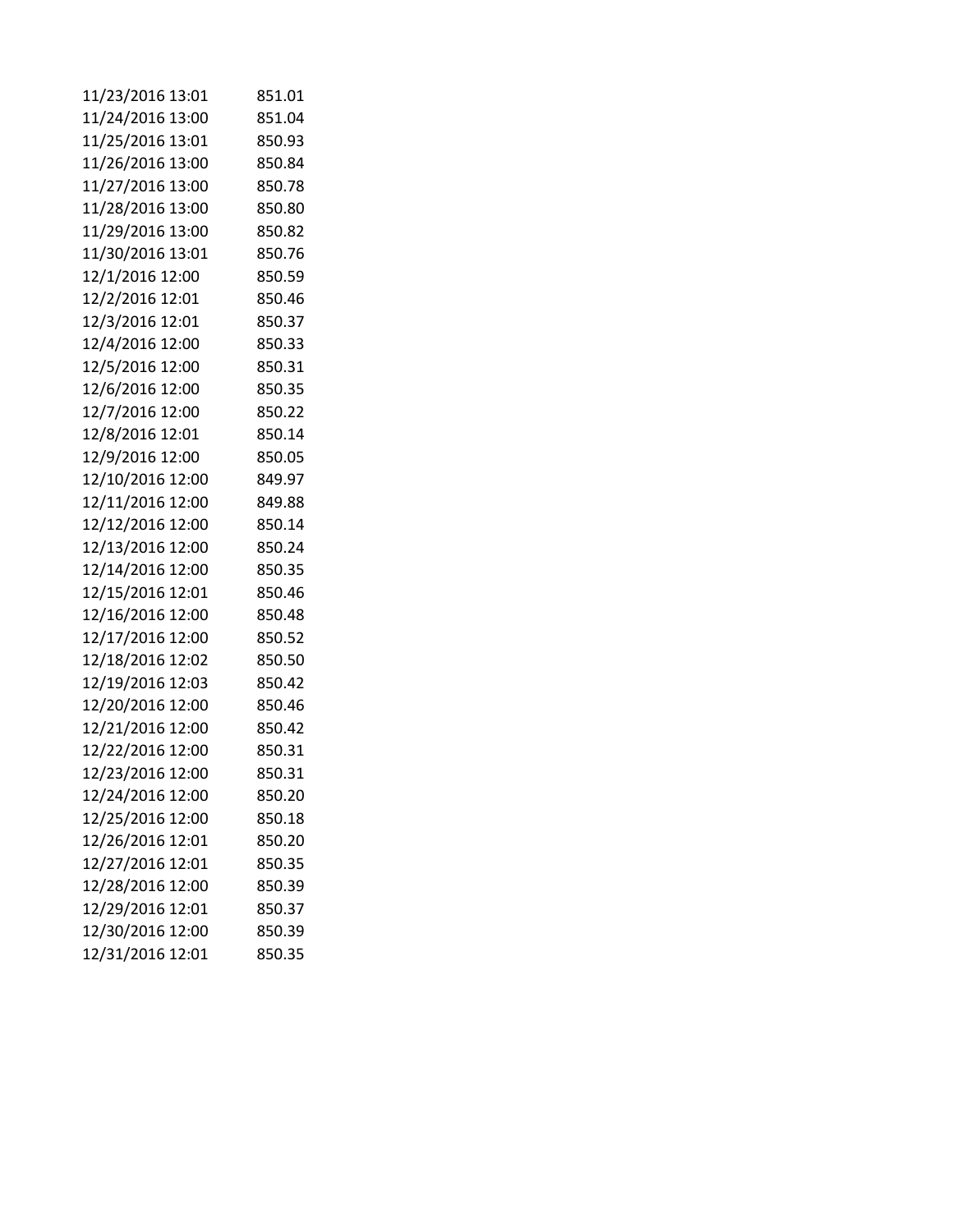| | |
|---|---|
| 11/23/2016 13:01 | 851.01 |
| 11/24/2016 13:00 | 851.04 |
| 11/25/2016 13:01 | 850.93 |
| 11/26/2016 13:00 | 850.84 |
| 11/27/2016 13:00 | 850.78 |
| 11/28/2016 13:00 | 850.80 |
| 11/29/2016 13:00 | 850.82 |
| 11/30/2016 13:01 | 850.76 |
| 12/1/2016 12:00 | 850.59 |
| 12/2/2016 12:01 | 850.46 |
| 12/3/2016 12:01 | 850.37 |
| 12/4/2016 12:00 | 850.33 |
| 12/5/2016 12:00 | 850.31 |
| 12/6/2016 12:00 | 850.35 |
| 12/7/2016 12:00 | 850.22 |
| 12/8/2016 12:01 | 850.14 |
| 12/9/2016 12:00 | 850.05 |
| 12/10/2016 12:00 | 849.97 |
| 12/11/2016 12:00 | 849.88 |
| 12/12/2016 12:00 | 850.14 |
| 12/13/2016 12:00 | 850.24 |
| 12/14/2016 12:00 | 850.35 |
| 12/15/2016 12:01 | 850.46 |
| 12/16/2016 12:00 | 850.48 |
| 12/17/2016 12:00 | 850.52 |
| 12/18/2016 12:02 | 850.50 |
| 12/19/2016 12:03 | 850.42 |
| 12/20/2016 12:00 | 850.46 |
| 12/21/2016 12:00 | 850.42 |
| 12/22/2016 12:00 | 850.31 |
| 12/23/2016 12:00 | 850.31 |
| 12/24/2016 12:00 | 850.20 |
| 12/25/2016 12:00 | 850.18 |
| 12/26/2016 12:01 | 850.20 |
| 12/27/2016 12:01 | 850.35 |
| 12/28/2016 12:00 | 850.39 |
| 12/29/2016 12:01 | 850.37 |
| 12/30/2016 12:00 | 850.39 |
| 12/31/2016 12:01 | 850.35 |